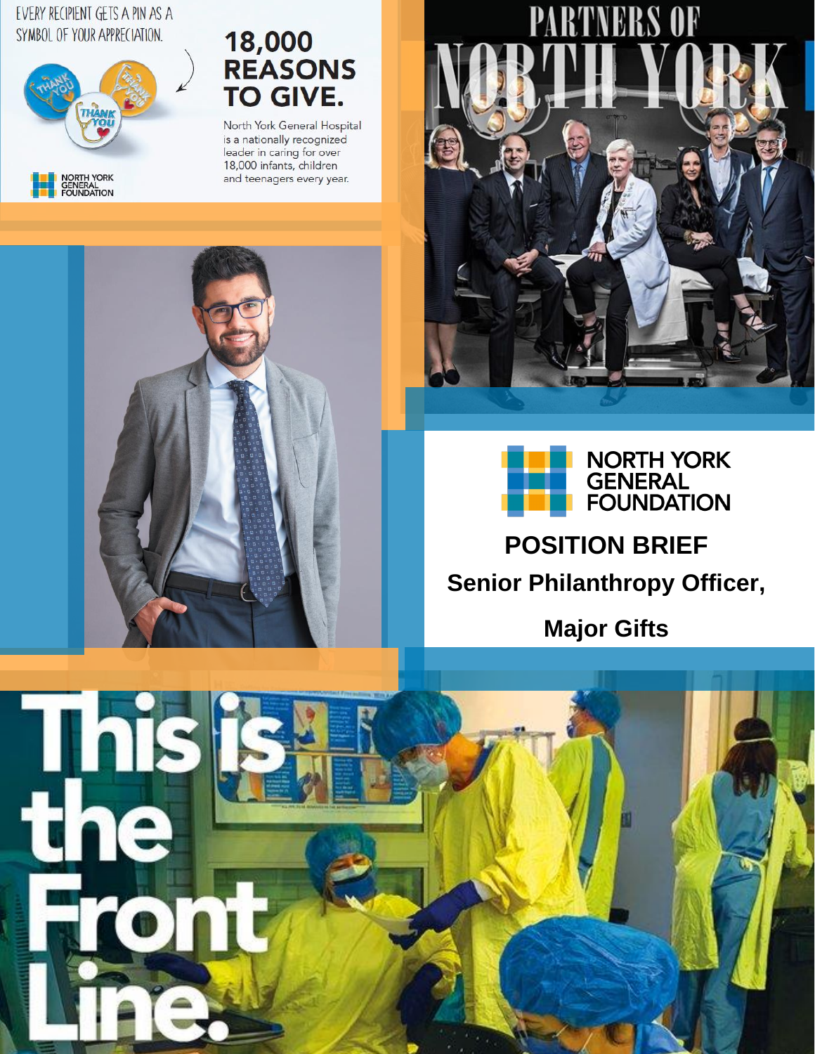EVERY RECIPIENT GETS A PIN AS A SYMBOL OF YOUR APPRECIATION.

NORTH YORK GENERAL FOUNDATION

**18,000 REASONS TO GIVE.**

North York General Hospital is a nationally recognized leader in caring for over 18,000 infants, children and teenagers every year.

PARTNERS OF NORTH YORK

NORTH YORK GENERAL FOUNDATION

# POSITION BRIEF

## Senior Philanthropy Officer, Major Gifts

This is the Front Line.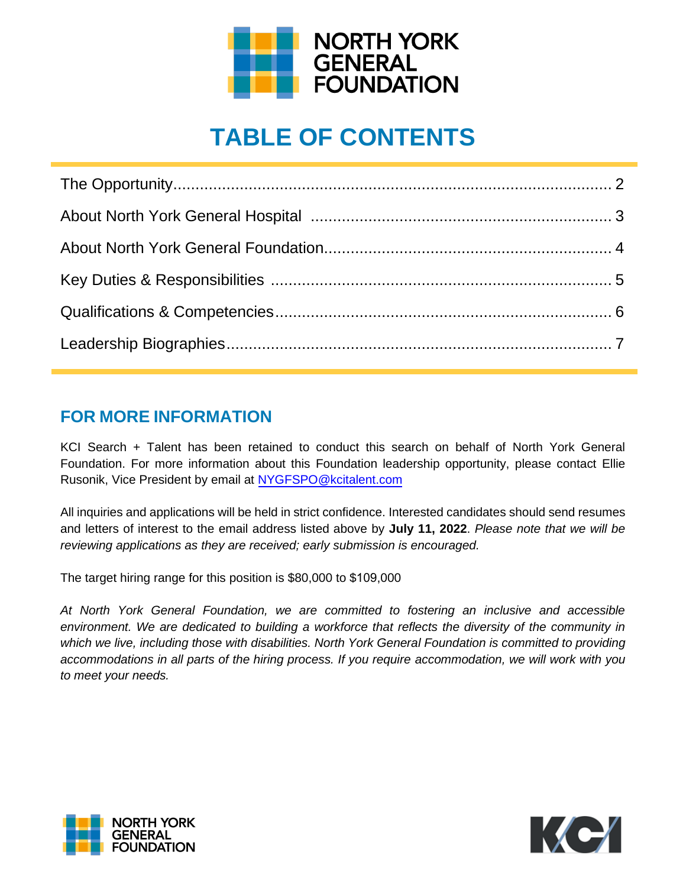# TABLE OF CONTENTS

| | |
|---|---|
| The Opportunity | 2 |
| About North York General Hospital | 3 |
| About North York General Foundation | 4 |
| Key Duties & Responsibilities | 5 |
| Qualifications & Competencies | 6 |
| Leadership Biographies | 7 |

## FOR MORE INFORMATION

KCI Search + Talent has been retained to conduct this search on behalf of North York General Foundation. For more information about this Foundation leadership opportunity, please contact Ellie Rusonik, Vice President by email at NYGFSPO@kcitalent.com

All inquiries and applications will be held in strict confidence. Interested candidates should send resumes and letters of interest to the email address listed above by **July 11, 2022**. *Please note that we will be reviewing applications as they are received; early submission is encouraged.*

The target hiring range for this position is $80,000 to $109,000

*At North York General Foundation, we are committed to fostering an inclusive and accessible environment. We are dedicated to building a workforce that reflects the diversity of the community in which we live, including those with disabilities. North York General Foundation is committed to providing accommodations in all parts of the hiring process. If you require accommodation, we will work with you to meet your needs.*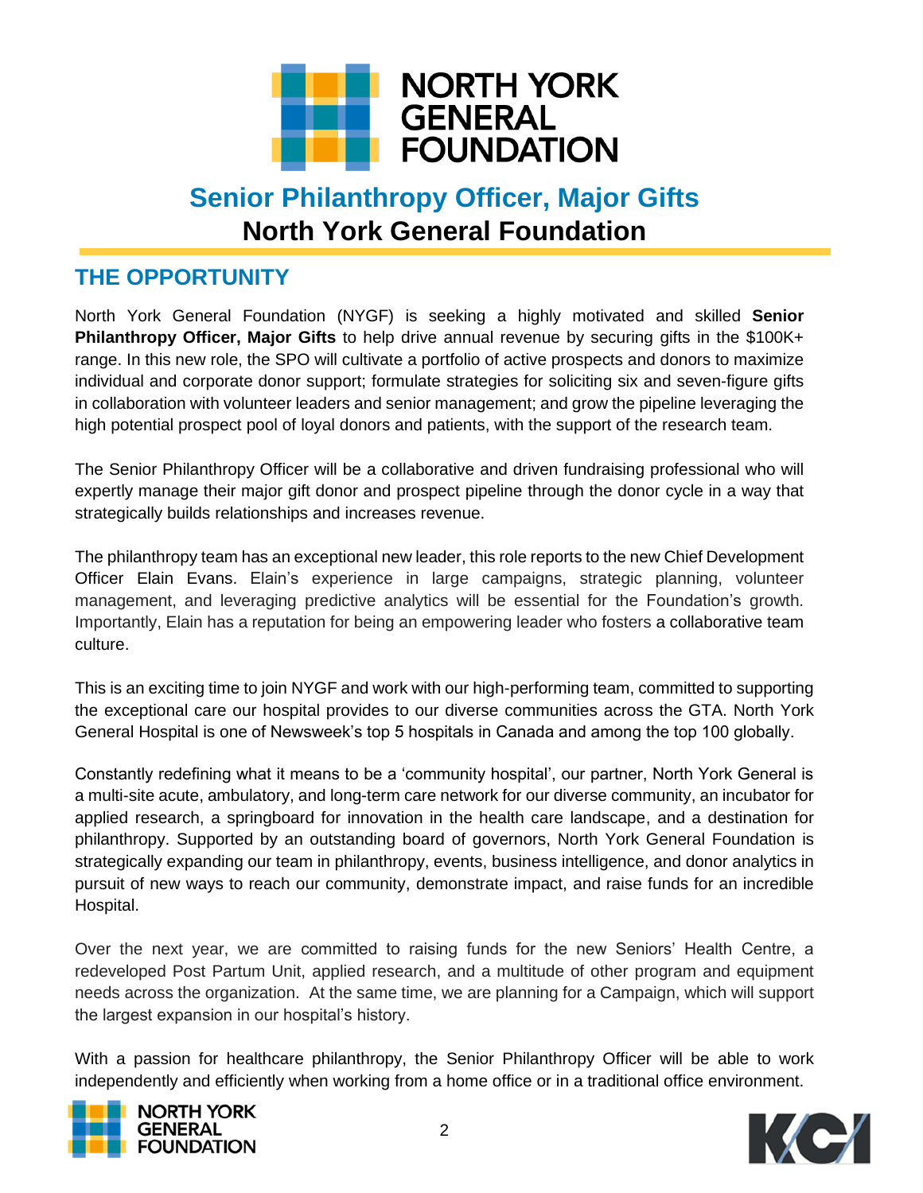# Senior Philanthropy Officer, Major Gifts

## North York General Foundation

## THE OPPORTUNITY

North York General Foundation (NYGF) is seeking a highly motivated and skilled **Senior Philanthropy Officer, Major Gifts** to help drive annual revenue by securing gifts in the $100K+ range. In this new role, the SPO will cultivate a portfolio of active prospects and donors to maximize individual and corporate donor support; formulate strategies for soliciting six and seven-figure gifts in collaboration with volunteer leaders and senior management; and grow the pipeline leveraging the high potential prospect pool of loyal donors and patients, with the support of the research team.

The Senior Philanthropy Officer will be a collaborative and driven fundraising professional who will expertly manage their major gift donor and prospect pipeline through the donor cycle in a way that strategically builds relationships and increases revenue.

The philanthropy team has an exceptional new leader, this role reports to the new Chief Development Officer Elain Evans. Elain's experience in large campaigns, strategic planning, volunteer management, and leveraging predictive analytics will be essential for the Foundation's growth. Importantly, Elain has a reputation for being an empowering leader who fosters a collaborative team culture.

This is an exciting time to join NYGF and work with our high-performing team, committed to supporting the exceptional care our hospital provides to our diverse communities across the GTA. North York General Hospital is one of Newsweek's top 5 hospitals in Canada and among the top 100 globally.

Constantly redefining what it means to be a 'community hospital', our partner, North York General is a multi-site acute, ambulatory, and long-term care network for our diverse community, an incubator for applied research, a springboard for innovation in the health care landscape, and a destination for philanthropy. Supported by an outstanding board of governors, North York General Foundation is strategically expanding our team in philanthropy, events, business intelligence, and donor analytics in pursuit of new ways to reach our community, demonstrate impact, and raise funds for an incredible Hospital.

Over the next year, we are committed to raising funds for the new Seniors' Health Centre, a redeveloped Post Partum Unit, applied research, and a multitude of other program and equipment needs across the organization. At the same time, we are planning for a Campaign, which will support the largest expansion in our hospital's history.

With a passion for healthcare philanthropy, the Senior Philanthropy Officer will be able to work independently and efficiently when working from a home office or in a traditional office environment.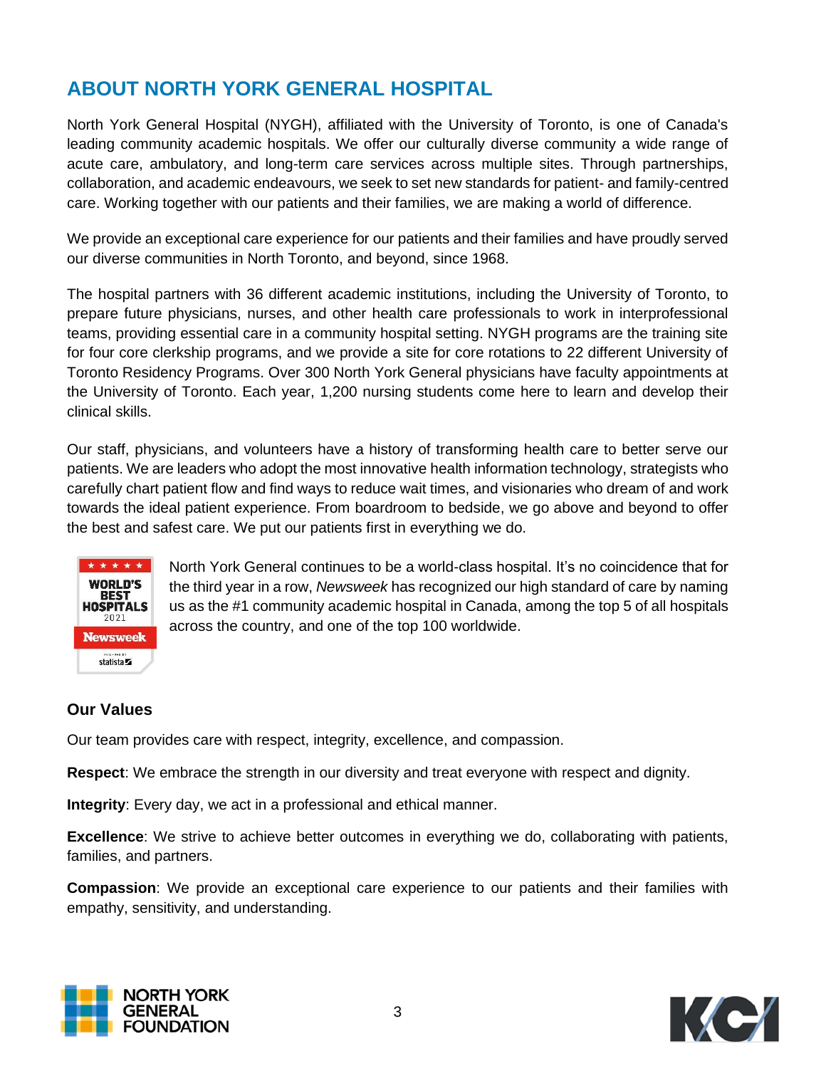## ABOUT NORTH YORK GENERAL HOSPITAL

North York General Hospital (NYGH), affiliated with the University of Toronto, is one of Canada's leading community academic hospitals. We offer our culturally diverse community a wide range of acute care, ambulatory, and long-term care services across multiple sites. Through partnerships, collaboration, and academic endeavours, we seek to set new standards for patient- and family-centred care. Working together with our patients and their families, we are making a world of difference.

We provide an exceptional care experience for our patients and their families and have proudly served our diverse communities in North Toronto, and beyond, since 1968.

The hospital partners with 36 different academic institutions, including the University of Toronto, to prepare future physicians, nurses, and other health care professionals to work in interprofessional teams, providing essential care in a community hospital setting. NYGH programs are the training site for four core clerkship programs, and we provide a site for core rotations to 22 different University of Toronto Residency Programs. Over 300 North York General physicians have faculty appointments at the University of Toronto. Each year, 1,200 nursing students come here to learn and develop their clinical skills.

Our staff, physicians, and volunteers have a history of transforming health care to better serve our patients. We are leaders who adopt the most innovative health information technology, strategists who carefully chart patient flow and find ways to reduce wait times, and visionaries who dream of and work towards the ideal patient experience. From boardroom to bedside, we go above and beyond to offer the best and safest care. We put our patients first in everything we do.

North York General continues to be a world-class hospital. It's no coincidence that for the third year in a row, *Newsweek* has recognized our high standard of care by naming us as the #1 community academic hospital in Canada, among the top 5 of all hospitals across the country, and one of the top 100 worldwide.

### Our Values

Our team provides care with respect, integrity, excellence, and compassion.

**Respect**: We embrace the strength in our diversity and treat everyone with respect and dignity.

**Integrity**: Every day, we act in a professional and ethical manner.

**Excellence**: We strive to achieve better outcomes in everything we do, collaborating with patients, families, and partners.

**Compassion**: We provide an exceptional care experience to our patients and their families with empathy, sensitivity, and understanding.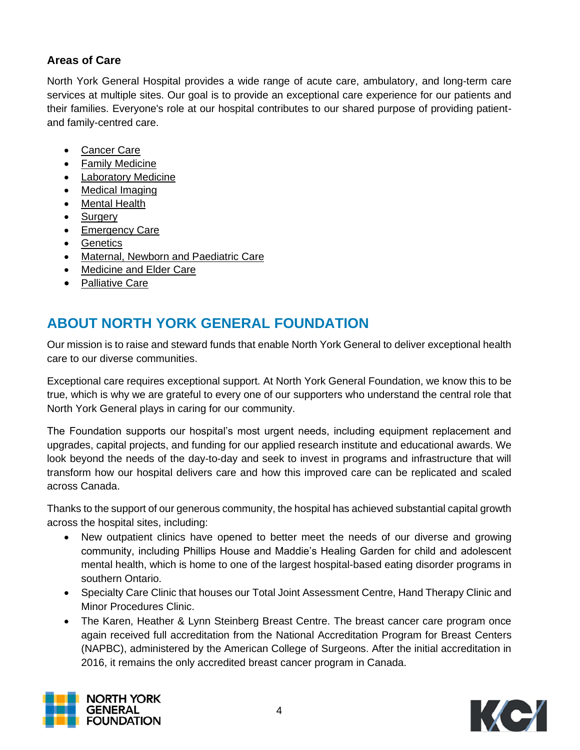### Areas of Care

North York General Hospital provides a wide range of acute care, ambulatory, and long-term care services at multiple sites. Our goal is to provide an exceptional care experience for our patients and their families. Everyone's role at our hospital contributes to our shared purpose of providing patient- and family-centred care.

- Cancer Care
- Family Medicine
- Laboratory Medicine
- Medical Imaging
- Mental Health
- Surgery
- Emergency Care
- Genetics
- Maternal, Newborn and Paediatric Care
- Medicine and Elder Care
- Palliative Care

## ABOUT NORTH YORK GENERAL FOUNDATION

Our mission is to raise and steward funds that enable North York General to deliver exceptional health care to our diverse communities.

Exceptional care requires exceptional support. At North York General Foundation, we know this to be true, which is why we are grateful to every one of our supporters who understand the central role that North York General plays in caring for our community.

The Foundation supports our hospital's most urgent needs, including equipment replacement and upgrades, capital projects, and funding for our applied research institute and educational awards. We look beyond the needs of the day-to-day and seek to invest in programs and infrastructure that will transform how our hospital delivers care and how this improved care can be replicated and scaled across Canada.

Thanks to the support of our generous community, the hospital has achieved substantial capital growth across the hospital sites, including:

- New outpatient clinics have opened to better meet the needs of our diverse and growing community, including Phillips House and Maddie's Healing Garden for child and adolescent mental health, which is home to one of the largest hospital-based eating disorder programs in southern Ontario.
- Specialty Care Clinic that houses our Total Joint Assessment Centre, Hand Therapy Clinic and Minor Procedures Clinic.
- The Karen, Heather & Lynn Steinberg Breast Centre. The breast cancer care program once again received full accreditation from the National Accreditation Program for Breast Centers (NAPBC), administered by the American College of Surgeons. After the initial accreditation in 2016, it remains the only accredited breast cancer program in Canada.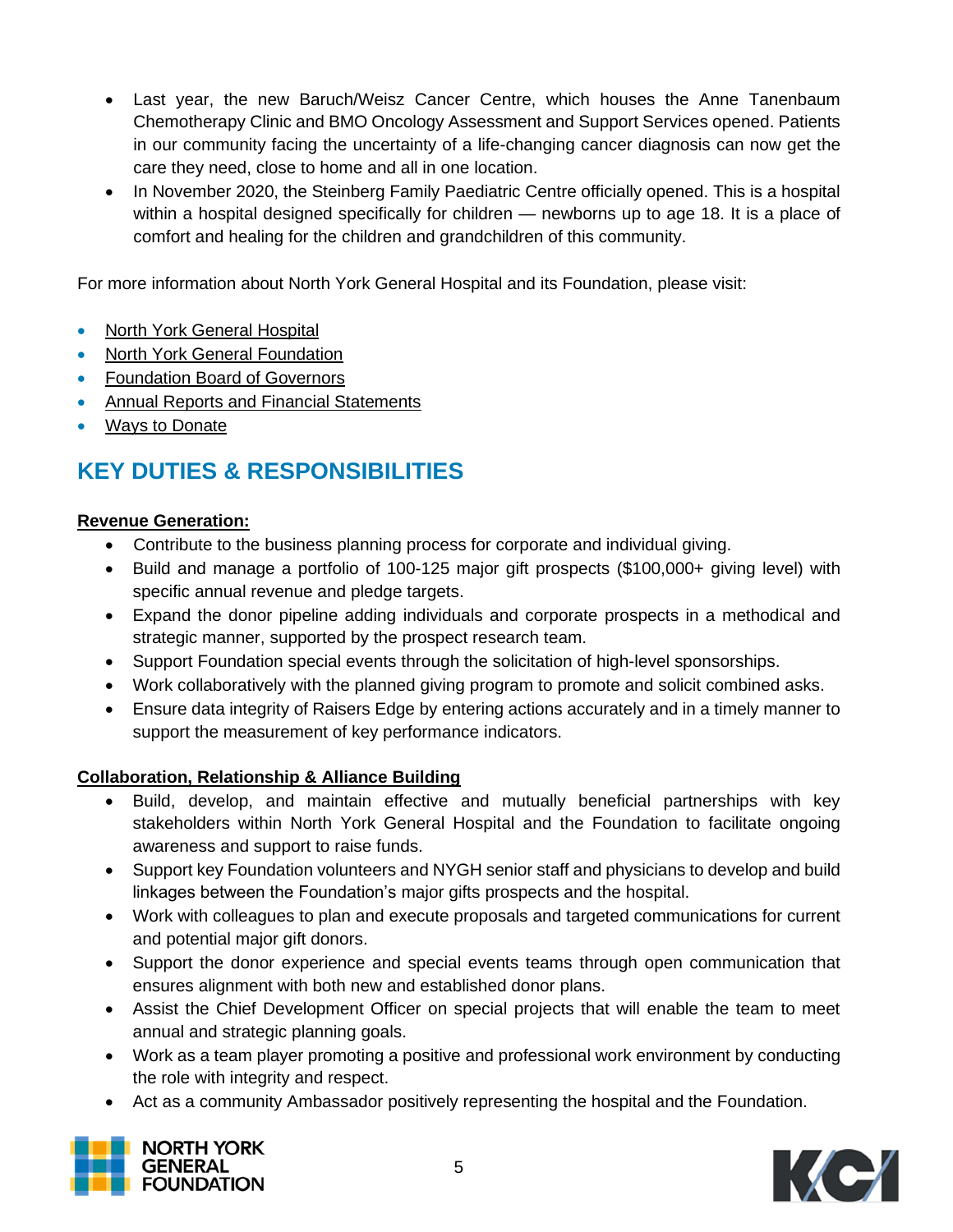- Last year, the new Baruch/Weisz Cancer Centre, which houses the Anne Tanenbaum Chemotherapy Clinic and BMO Oncology Assessment and Support Services opened. Patients in our community facing the uncertainty of a life-changing cancer diagnosis can now get the care they need, close to home and all in one location.
- In November 2020, the Steinberg Family Paediatric Centre officially opened. This is a hospital within a hospital designed specifically for children — newborns up to age 18. It is a place of comfort and healing for the children and grandchildren of this community.

For more information about North York General Hospital and its Foundation, please visit:

- North York General Hospital
- North York General Foundation
- Foundation Board of Governors
- Annual Reports and Financial Statements
- Ways to Donate

## KEY DUTIES & RESPONSIBILITIES

**Revenue Generation:**

- Contribute to the business planning process for corporate and individual giving.
- Build and manage a portfolio of 100-125 major gift prospects ($100,000+ giving level) with specific annual revenue and pledge targets.
- Expand the donor pipeline adding individuals and corporate prospects in a methodical and strategic manner, supported by the prospect research team.
- Support Foundation special events through the solicitation of high-level sponsorships.
- Work collaboratively with the planned giving program to promote and solicit combined asks.
- Ensure data integrity of Raisers Edge by entering actions accurately and in a timely manner to support the measurement of key performance indicators.

**Collaboration, Relationship & Alliance Building**

- Build, develop, and maintain effective and mutually beneficial partnerships with key stakeholders within North York General Hospital and the Foundation to facilitate ongoing awareness and support to raise funds.
- Support key Foundation volunteers and NYGH senior staff and physicians to develop and build linkages between the Foundation's major gifts prospects and the hospital.
- Work with colleagues to plan and execute proposals and targeted communications for current and potential major gift donors.
- Support the donor experience and special events teams through open communication that ensures alignment with both new and established donor plans.
- Assist the Chief Development Officer on special projects that will enable the team to meet annual and strategic planning goals.
- Work as a team player promoting a positive and professional work environment by conducting the role with integrity and respect.
- Act as a community Ambassador positively representing the hospital and the Foundation.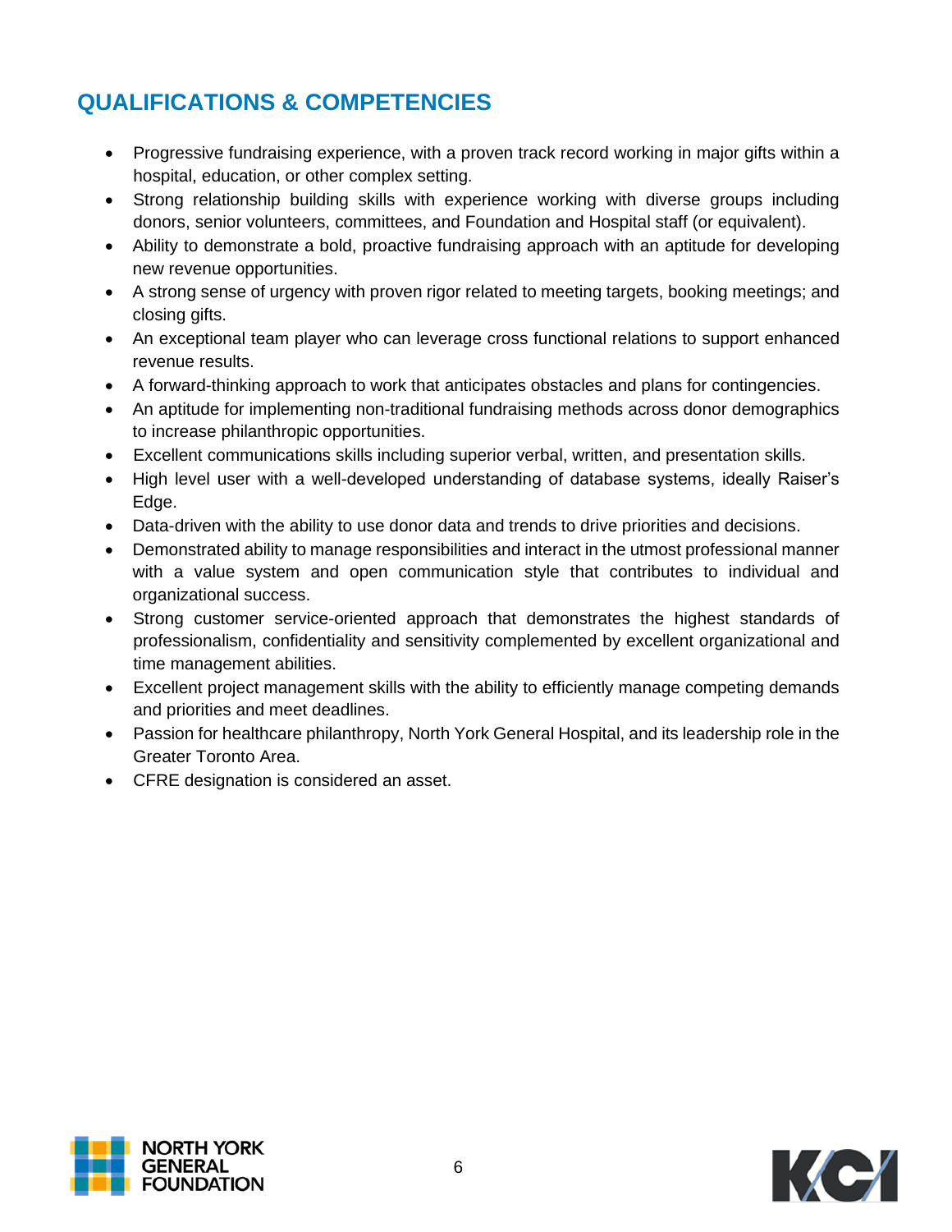## QUALIFICATIONS & COMPETENCIES

- Progressive fundraising experience, with a proven track record working in major gifts within a hospital, education, or other complex setting.
- Strong relationship building skills with experience working with diverse groups including donors, senior volunteers, committees, and Foundation and Hospital staff (or equivalent).
- Ability to demonstrate a bold, proactive fundraising approach with an aptitude for developing new revenue opportunities.
- A strong sense of urgency with proven rigor related to meeting targets, booking meetings; and closing gifts.
- An exceptional team player who can leverage cross functional relations to support enhanced revenue results.
- A forward-thinking approach to work that anticipates obstacles and plans for contingencies.
- An aptitude for implementing non-traditional fundraising methods across donor demographics to increase philanthropic opportunities.
- Excellent communications skills including superior verbal, written, and presentation skills.
- High level user with a well-developed understanding of database systems, ideally Raiser's Edge.
- Data-driven with the ability to use donor data and trends to drive priorities and decisions.
- Demonstrated ability to manage responsibilities and interact in the utmost professional manner with a value system and open communication style that contributes to individual and organizational success.
- Strong customer service-oriented approach that demonstrates the highest standards of professionalism, confidentiality and sensitivity complemented by excellent organizational and time management abilities.
- Excellent project management skills with the ability to efficiently manage competing demands and priorities and meet deadlines.
- Passion for healthcare philanthropy, North York General Hospital, and its leadership role in the Greater Toronto Area.
- CFRE designation is considered an asset.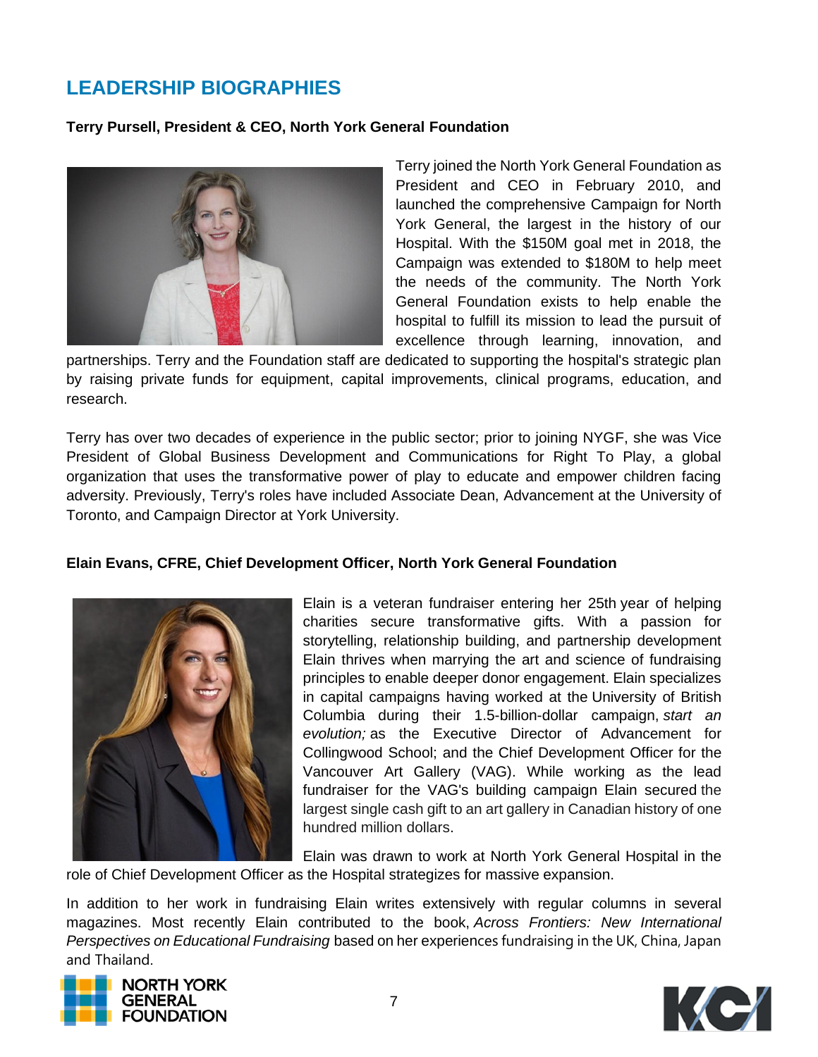## LEADERSHIP BIOGRAPHIES

**Terry Pursell, President & CEO, North York General Foundation**

Terry joined the North York General Foundation as President and CEO in February 2010, and launched the comprehensive Campaign for North York General, the largest in the history of our Hospital. With the $150M goal met in 2018, the Campaign was extended to $180M to help meet the needs of the community. The North York General Foundation exists to help enable the hospital to fulfill its mission to lead the pursuit of excellence through learning, innovation, and partnerships. Terry and the Foundation staff are dedicated to supporting the hospital's strategic plan by raising private funds for equipment, capital improvements, clinical programs, education, and research.

Terry has over two decades of experience in the public sector; prior to joining NYGF, she was Vice President of Global Business Development and Communications for Right To Play, a global organization that uses the transformative power of play to educate and empower children facing adversity. Previously, Terry's roles have included Associate Dean, Advancement at the University of Toronto, and Campaign Director at York University.

**Elain Evans, CFRE, Chief Development Officer, North York General Foundation**

Elain is a veteran fundraiser entering her 25th year of helping charities secure transformative gifts. With a passion for storytelling, relationship building, and partnership development Elain thrives when marrying the art and science of fundraising principles to enable deeper donor engagement. Elain specializes in capital campaigns having worked at the University of British Columbia during their 1.5-billion-dollar campaign, *start an evolution;* as the Executive Director of Advancement for Collingwood School; and the Chief Development Officer for the Vancouver Art Gallery (VAG). While working as the lead fundraiser for the VAG's building campaign Elain secured the largest single cash gift to an art gallery in Canadian history of one hundred million dollars.

Elain was drawn to work at North York General Hospital in the role of Chief Development Officer as the Hospital strategizes for massive expansion.

In addition to her work in fundraising Elain writes extensively with regular columns in several magazines. Most recently Elain contributed to the book, *Across Frontiers: New International Perspectives on Educational Fundraising* based on her experiences fundraising in the UK, China, Japan and Thailand.